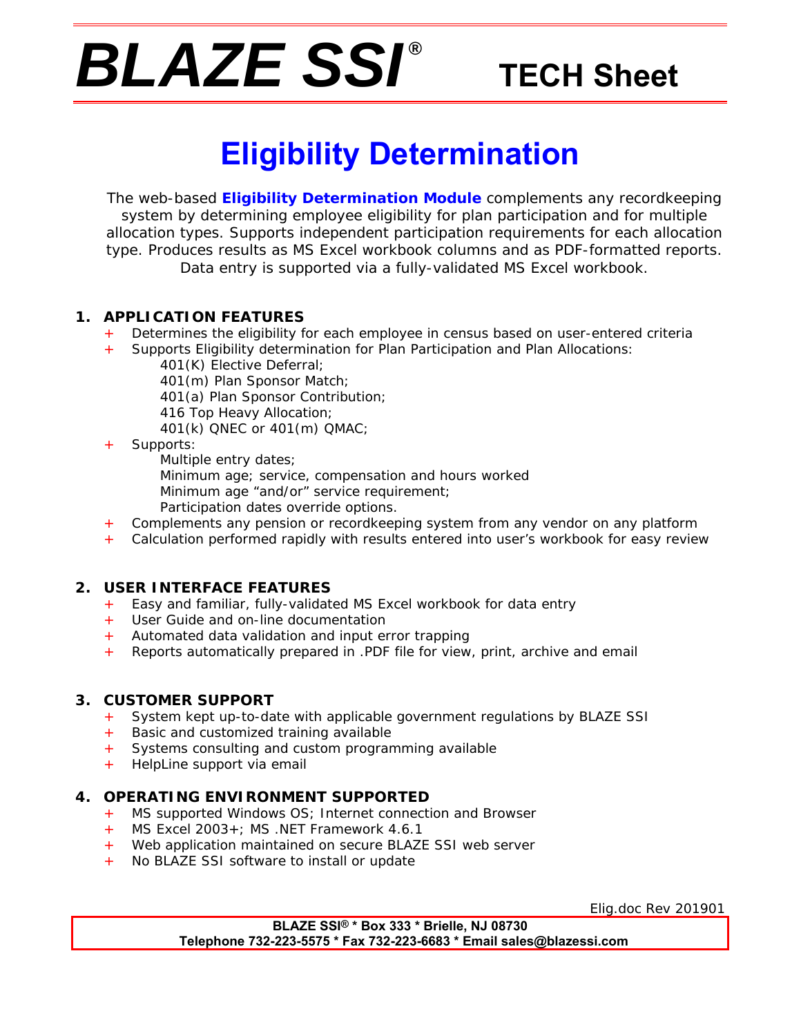# BLAZE SSI® TECH Sheet

## Eligibility Determination

The web-based **Eligibility Determination Module** complements any recordkeeping system by determining employee eligibility for plan participation and for multiple allocation types. Supports independent participation requirements for each allocation type. Produces results as MS Excel workbook columns and as PDF-formatted reports. Data entry is supported via a fully-validated MS Excel workbook.

### 1. APPLICATION FEATURES

+ Determines the eligibility for each employee in census based on user-entered criteria
+ Supports Eligibility determination for Plan Participation and Plan Allocations:
  - 401(K) Elective Deferral;
  - 401(m) Plan Sponsor Match;
  - 401(a) Plan Sponsor Contribution;
  - 416 Top Heavy Allocation;
  - 401(k) QNEC or 401(m) QMAC;
+ Supports:
  - Multiple entry dates;
  - Minimum age; service, compensation and hours worked
  - Minimum age "and/or" service requirement;
  - Participation dates override options.
+ Complements any pension or recordkeeping system from any vendor on any platform
+ Calculation performed rapidly with results entered into user's workbook for easy review

### 2. USER INTERFACE FEATURES

+ Easy and familiar, fully-validated MS Excel workbook for data entry
+ User Guide and on-line documentation
+ Automated data validation and input error trapping
+ Reports automatically prepared in .PDF file for view, print, archive and email

### 3. CUSTOMER SUPPORT

+ System kept up-to-date with applicable government regulations by BLAZE SSI
+ Basic and customized training available
+ Systems consulting and custom programming available
+ HelpLine support via email

### 4. OPERATING ENVIRONMENT SUPPORTED

+ MS supported Windows OS; Internet connection and Browser
+ MS Excel 2003+; MS .NET Framework 4.6.1
+ Web application maintained on secure BLAZE SSI web server
+ No BLAZE SSI software to install or update

Elig.doc Rev 201901

**BLAZE SSI® * Box 333 * Brielle, NJ 08730**
**Telephone 732-223-5575 * Fax 732-223-6683 * Email sales@blazessi.com**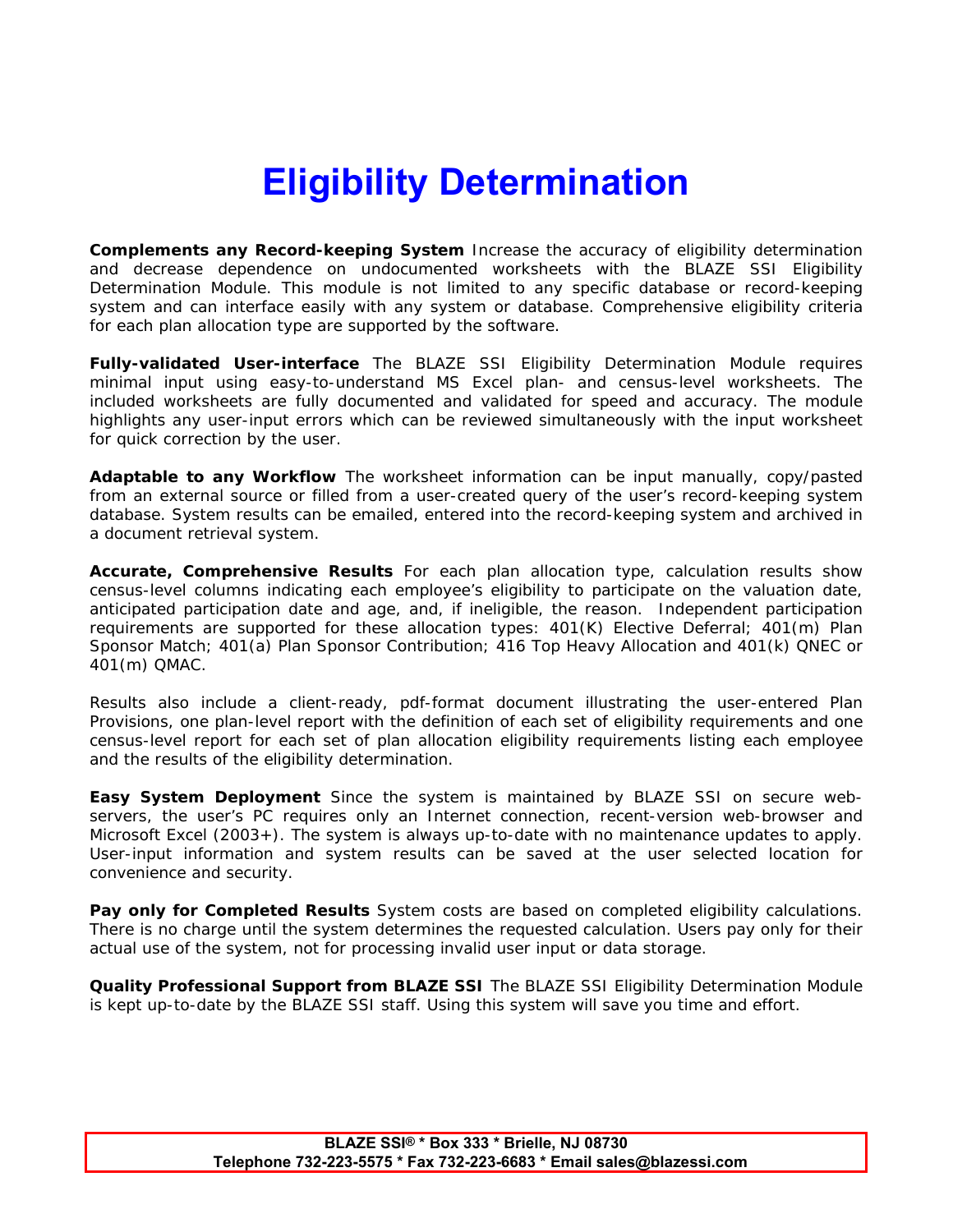# Eligibility Determination

**Complements any Record-keeping System** Increase the accuracy of eligibility determination and decrease dependence on undocumented worksheets with the BLAZE SSI Eligibility Determination Module. This module is not limited to any specific database or record-keeping system and can interface easily with any system or database. Comprehensive eligibility criteria for each plan allocation type are supported by the software.

**Fully-validated User-interface** The BLAZE SSI Eligibility Determination Module requires minimal input using easy-to-understand MS Excel plan- and census-level worksheets. The included worksheets are fully documented and validated for speed and accuracy. The module highlights any user-input errors which can be reviewed simultaneously with the input worksheet for quick correction by the user.

**Adaptable to any Workflow** The worksheet information can be input manually, copy/pasted from an external source or filled from a user-created query of the user's record-keeping system database. System results can be emailed, entered into the record-keeping system and archived in a document retrieval system.

**Accurate, Comprehensive Results** For each plan allocation type, calculation results show census-level columns indicating each employee's eligibility to participate on the valuation date, anticipated participation date and age, and, if ineligible, the reason. Independent participation requirements are supported for these allocation types: 401(K) Elective Deferral; 401(m) Plan Sponsor Match; 401(a) Plan Sponsor Contribution; 416 Top Heavy Allocation and 401(k) QNEC or 401(m) QMAC.

Results also include a client-ready, pdf-format document illustrating the user-entered Plan Provisions, one plan-level report with the definition of each set of eligibility requirements and one census-level report for each set of plan allocation eligibility requirements listing each employee and the results of the eligibility determination.

**Easy System Deployment** Since the system is maintained by BLAZE SSI on secure web-servers, the user's PC requires only an Internet connection, recent-version web-browser and Microsoft Excel (2003+). The system is always up-to-date with no maintenance updates to apply. User-input information and system results can be saved at the user selected location for convenience and security.

**Pay only for Completed Results** System costs are based on completed eligibility calculations. There is no charge until the system determines the requested calculation. Users pay only for their actual use of the system, not for processing invalid user input or data storage.

**Quality Professional Support from BLAZE SSI** The BLAZE SSI Eligibility Determination Module is kept up-to-date by the BLAZE SSI staff. Using this system will save you time and effort.

**BLAZE SSI® * Box 333 * Brielle, NJ 08730**
**Telephone 732-223-5575 * Fax 732-223-6683 * Email sales@blazessi.com**